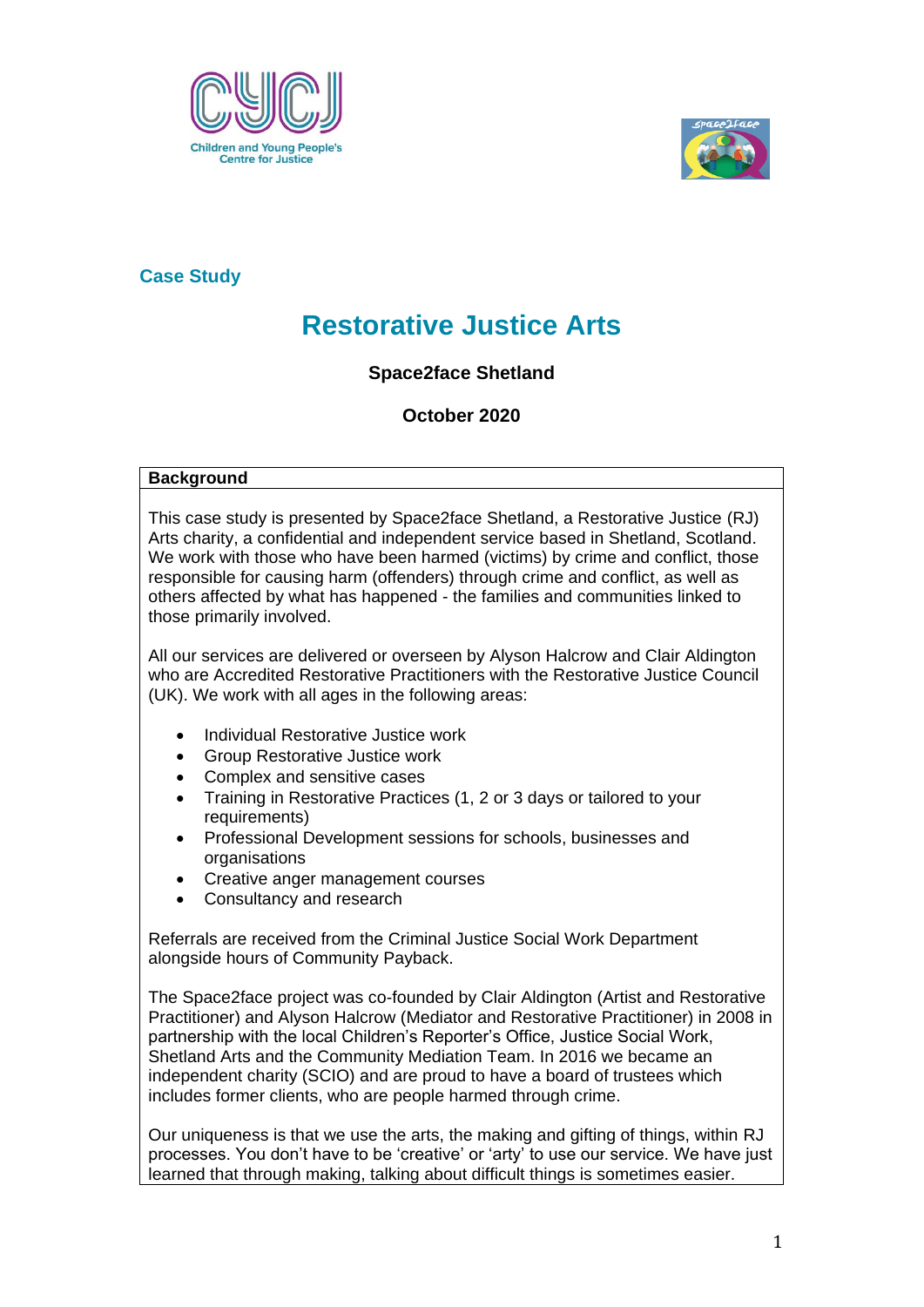Case Study

# Restorative Justice Arts

**Space2face Shetland**

**October 2020**

## Background

This case study is presented by Space2face Shetland, a Restorative Justice (RJ) Arts charity, a confidential and independent service based in Shetland, Scotland. We work with those who have been harmed (victims) by crime and conflict, those responsible for causing harm (offenders) through crime and conflict, as well as others affected by what has happened - the families and communities linked to those primarily involved.

All our services are delivered or overseen by Alyson Halcrow and Clair Aldington who are Accredited Restorative Practitioners with the Restorative Justice Council (UK). We work with all ages in the following areas:

- Individual Restorative Justice work
- Group Restorative Justice work
- Complex and sensitive cases
- Training in Restorative Practices (1, 2 or 3 days or tailored to your requirements)
- Professional Development sessions for schools, businesses and organisations
- Creative anger management courses
- Consultancy and research

Referrals are received from the Criminal Justice Social Work Department alongside hours of Community Payback.

The Space2face project was co-founded by Clair Aldington (Artist and Restorative Practitioner) and Alyson Halcrow (Mediator and Restorative Practitioner) in 2008 in partnership with the local Children's Reporter's Office, Justice Social Work, Shetland Arts and the Community Mediation Team. In 2016 we became an independent charity (SCIO) and are proud to have a board of trustees which includes former clients, who are people harmed through crime.

Our uniqueness is that we use the arts, the making and gifting of things, within RJ processes. You don't have to be 'creative' or 'arty' to use our service. We have just learned that through making, talking about difficult things is sometimes easier.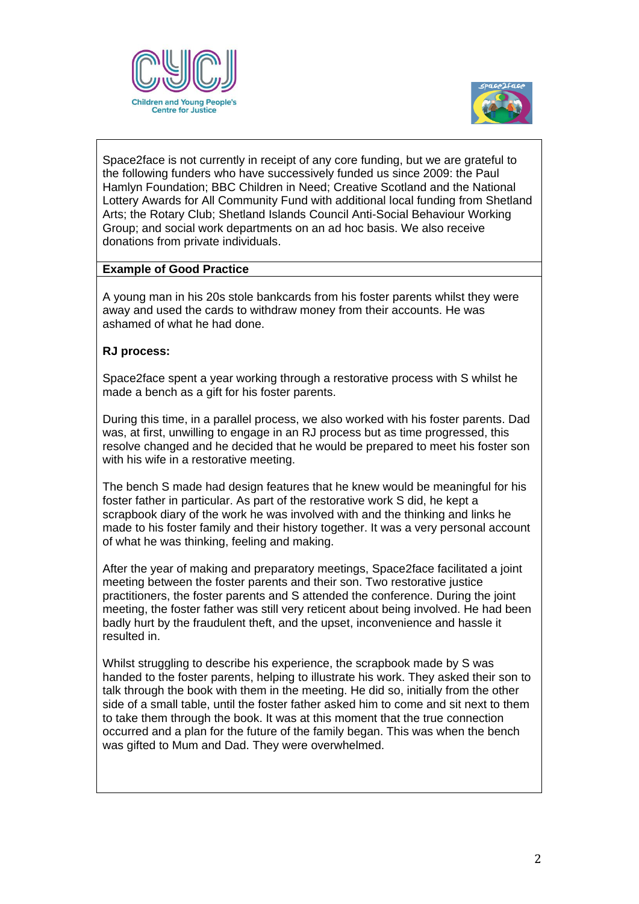Space2face is not currently in receipt of any core funding, but we are grateful to the following funders who have successively funded us since 2009: the Paul Hamlyn Foundation; BBC Children in Need; Creative Scotland and the National Lottery Awards for All Community Fund with additional local funding from Shetland Arts; the Rotary Club; Shetland Islands Council Anti-Social Behaviour Working Group; and social work departments on an ad hoc basis. We also receive donations from private individuals.

**Example of Good Practice**

A young man in his 20s stole bankcards from his foster parents whilst they were away and used the cards to withdraw money from their accounts. He was ashamed of what he had done.

**RJ process:**

Space2face spent a year working through a restorative process with S whilst he made a bench as a gift for his foster parents.

During this time, in a parallel process, we also worked with his foster parents. Dad was, at first, unwilling to engage in an RJ process but as time progressed, this resolve changed and he decided that he would be prepared to meet his foster son with his wife in a restorative meeting.

The bench S made had design features that he knew would be meaningful for his foster father in particular. As part of the restorative work S did, he kept a scrapbook diary of the work he was involved with and the thinking and links he made to his foster family and their history together. It was a very personal account of what he was thinking, feeling and making.

After the year of making and preparatory meetings, Space2face facilitated a joint meeting between the foster parents and their son. Two restorative justice practitioners, the foster parents and S attended the conference. During the joint meeting, the foster father was still very reticent about being involved. He had been badly hurt by the fraudulent theft, and the upset, inconvenience and hassle it resulted in.

Whilst struggling to describe his experience, the scrapbook made by S was handed to the foster parents, helping to illustrate his work. They asked their son to talk through the book with them in the meeting. He did so, initially from the other side of a small table, until the foster father asked him to come and sit next to them to take them through the book. It was at this moment that the true connection occurred and a plan for the future of the family began. This was when the bench was gifted to Mum and Dad. They were overwhelmed.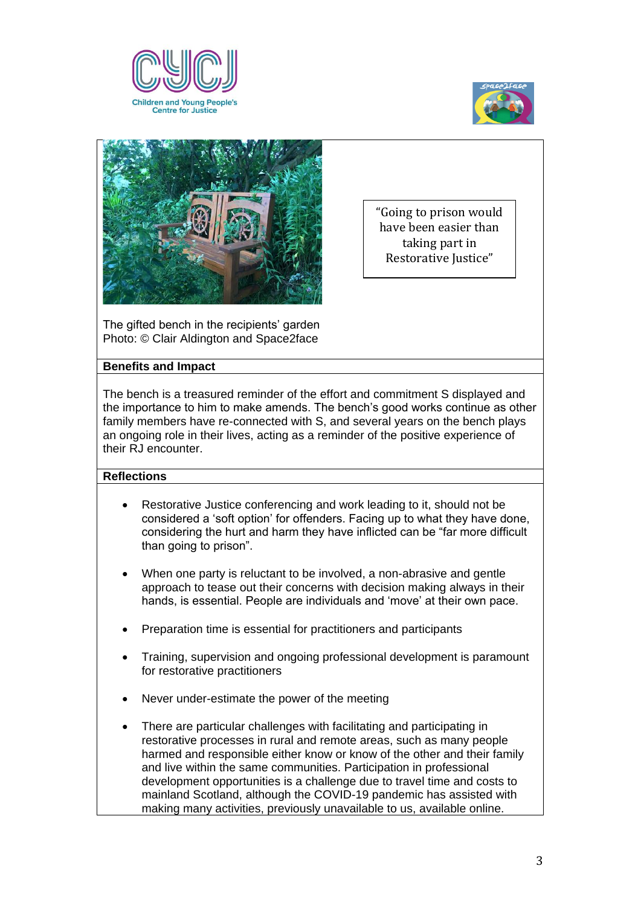“Going to prison would have been easier than taking part in Restorative Justice”

The gifted bench in the recipients’ garden
Photo: © Clair Aldington and Space2face

**Benefits and Impact**

The bench is a treasured reminder of the effort and commitment S displayed and the importance to him to make amends. The bench’s good works continue as other family members have re-connected with S, and several years on the bench plays an ongoing role in their lives, acting as a reminder of the positive experience of their RJ encounter.

**Reflections**

- Restorative Justice conferencing and work leading to it, should not be considered a ‘soft option’ for offenders. Facing up to what they have done, considering the hurt and harm they have inflicted can be “far more difficult than going to prison”.
- When one party is reluctant to be involved, a non-abrasive and gentle approach to tease out their concerns with decision making always in their hands, is essential. People are individuals and ‘move’ at their own pace.
- Preparation time is essential for practitioners and participants
- Training, supervision and ongoing professional development is paramount for restorative practitioners
- Never under-estimate the power of the meeting
- There are particular challenges with facilitating and participating in restorative processes in rural and remote areas, such as many people harmed and responsible either know or know of the other and their family and live within the same communities. Participation in professional development opportunities is a challenge due to travel time and costs to mainland Scotland, although the COVID-19 pandemic has assisted with making many activities, previously unavailable to us, available online.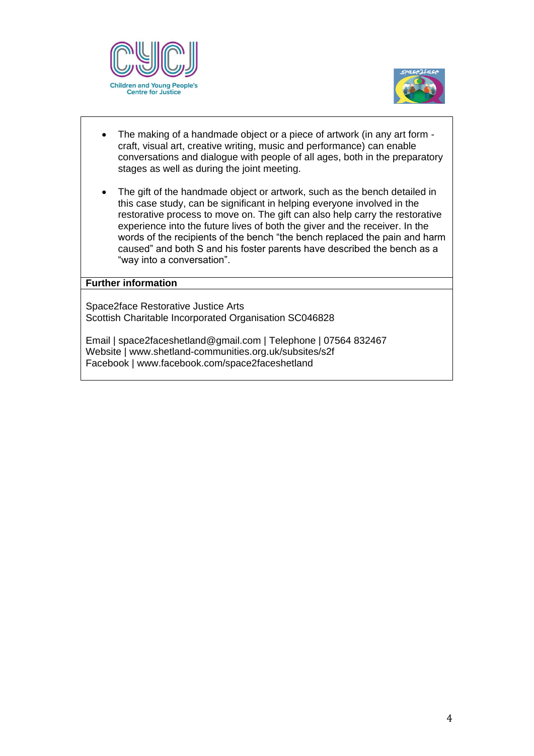- The making of a handmade object or a piece of artwork (in any art form - craft, visual art, creative writing, music and performance) can enable conversations and dialogue with people of all ages, both in the preparatory stages as well as during the joint meeting.

- The gift of the handmade object or artwork, such as the bench detailed in this case study, can be significant in helping everyone involved in the restorative process to move on. The gift can also help carry the restorative experience into the future lives of both the giver and the receiver. In the words of the recipients of the bench “the bench replaced the pain and harm caused” and both S and his foster parents have described the bench as a “way into a conversation”.

**Further information**

Space2face Restorative Justice Arts
Scottish Charitable Incorporated Organisation SC046828

Email | space2faceshetland@gmail.com | Telephone | 07564 832467
Website | www.shetland-communities.org.uk/subsites/s2f
Facebook | www.facebook.com/space2faceshetland